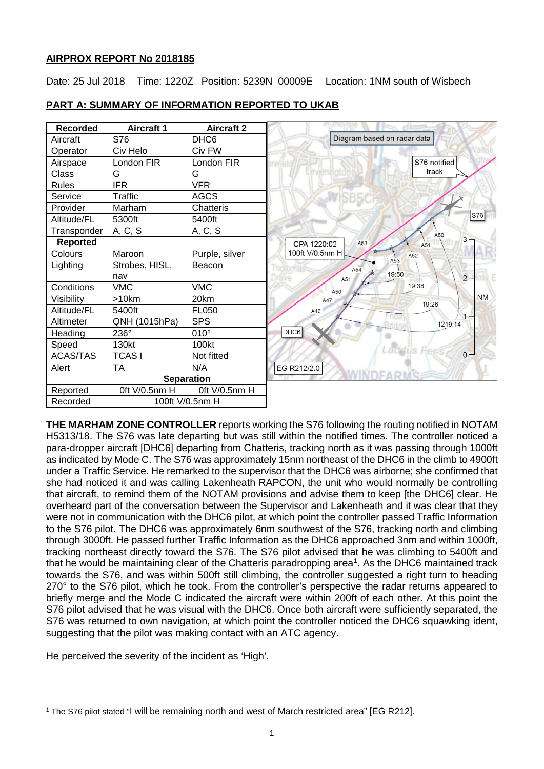**AIRPROX REPORT No 2018185**

Date: 25 Jul 2018 Time: 1220Z Position: 5239N 00009E Location: 1NM south of Wisbech

**PART A: SUMMARY OF INFORMATION REPORTED TO UKAB**

| Recorded | Aircraft 1 | Aircraft 2 |
|---|---|---|
| Aircraft | S76 | DHC6 |
| Operator | Civ Helo | Civ FW |
| Airspace | London FIR | London FIR |
| Class | G | G |
| Rules | IFR | VFR |
| Service | Traffic | AGCS |
| Provider | Marham | Chatteris |
| Altitude/FL | 5300ft | 5400ft |
| Transponder | A, C, S | A, C, S |
| **Reported** | | |
| Colours | Maroon | Purple, silver |
| Lighting | Strobes, HISL, nav | Beacon |
| Conditions | VMC | VMC |
| Visibility | >10km | 20km |
| Altitude/FL | 5400ft | FL050 |
| Altimeter | QNH (1015hPa) | SPS |
| Heading | 236° | 010° |
| Speed | 130kt | 100kt |
| ACAS/TAS | TCAS I | Not fitted |
| Alert | TA | N/A |
| **Separation** | | |
| Reported | 0ft V/0.5nm H | 0ft V/0.5nm H |
| Recorded | 100ft V/0.5nm H | |

**THE MARHAM ZONE CONTROLLER** reports working the S76 following the routing notified in NOTAM H5313/18. The S76 was late departing but was still within the notified times. The controller noticed a para-dropper aircraft [DHC6] departing from Chatteris, tracking north as it was passing through 1000ft as indicated by Mode C. The S76 was approximately 15nm northeast of the DHC6 in the climb to 4900ft under a Traffic Service. He remarked to the supervisor that the DHC6 was airborne; she confirmed that she had noticed it and was calling Lakenheath RAPCON, the unit who would normally be controlling that aircraft, to remind them of the NOTAM provisions and advise them to keep [the DHC6] clear. He overheard part of the conversation between the Supervisor and Lakenheath and it was clear that they were not in communication with the DHC6 pilot, at which point the controller passed Traffic Information to the S76 pilot. The DHC6 was approximately 6nm southwest of the S76, tracking north and climbing through 3000ft. He passed further Traffic Information as the DHC6 approached 3nm and within 1000ft, tracking northeast directly toward the S76. The S76 pilot advised that he was climbing to 5400ft and that he would be maintaining clear of the Chatteris paradropping area[1]. As the DHC6 maintained track towards the S76, and was within 500ft still climbing, the controller suggested a right turn to heading 270° to the S76 pilot, which he took. From the controller's perspective the radar returns appeared to briefly merge and the Mode C indicated the aircraft were within 200ft of each other. At this point the S76 pilot advised that he was visual with the DHC6. Once both aircraft were sufficiently separated, the S76 was returned to own navigation, at which point the controller noticed the DHC6 squawking ident, suggesting that the pilot was making contact with an ATC agency.

He perceived the severity of the incident as 'High'.

[1] The S76 pilot stated "I will be remaining north and west of March restricted area" [EG R212].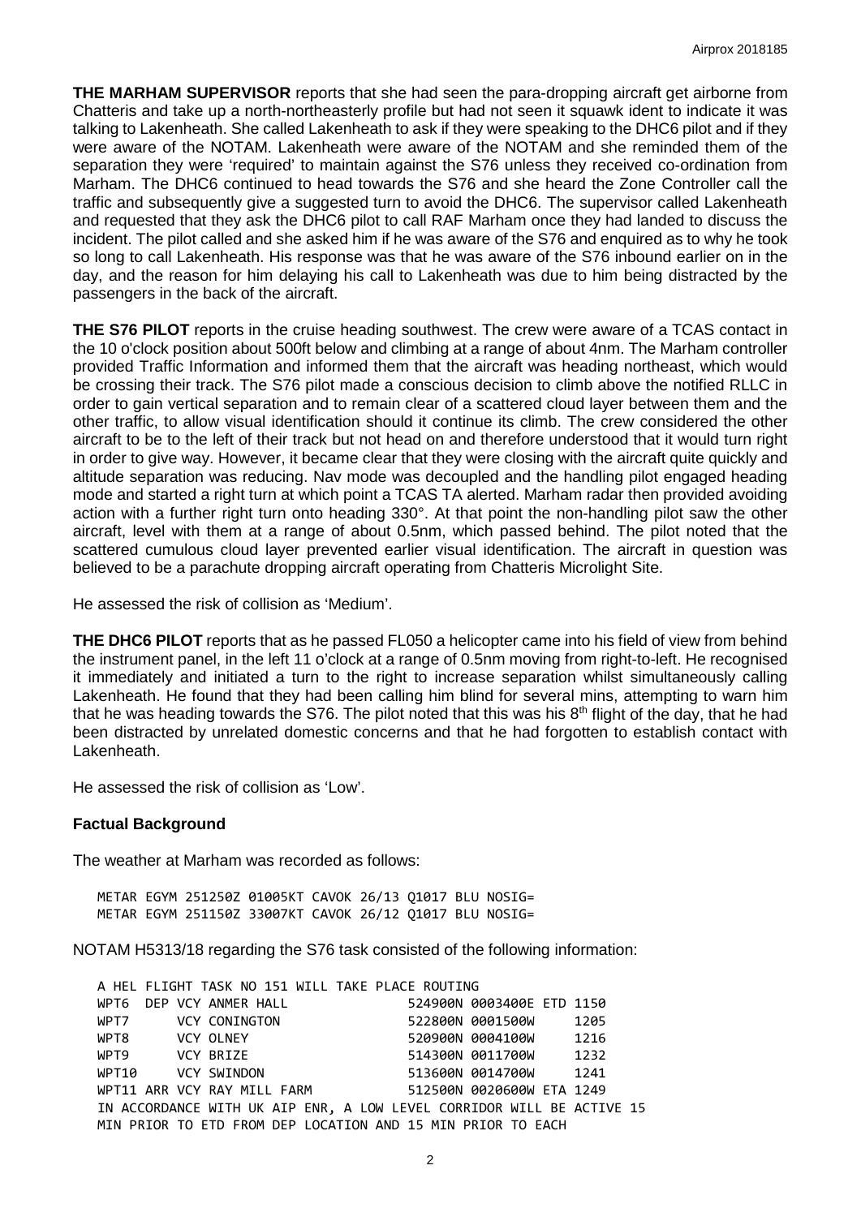**THE MARHAM SUPERVISOR** reports that she had seen the para-dropping aircraft get airborne from Chatteris and take up a north-northeasterly profile but had not seen it squawk ident to indicate it was talking to Lakenheath. She called Lakenheath to ask if they were speaking to the DHC6 pilot and if they were aware of the NOTAM. Lakenheath were aware of the NOTAM and she reminded them of the separation they were 'required' to maintain against the S76 unless they received co-ordination from Marham. The DHC6 continued to head towards the S76 and she heard the Zone Controller call the traffic and subsequently give a suggested turn to avoid the DHC6. The supervisor called Lakenheath and requested that they ask the DHC6 pilot to call RAF Marham once they had landed to discuss the incident. The pilot called and she asked him if he was aware of the S76 and enquired as to why he took so long to call Lakenheath. His response was that he was aware of the S76 inbound earlier on in the day, and the reason for him delaying his call to Lakenheath was due to him being distracted by the passengers in the back of the aircraft.

**THE S76 PILOT** reports in the cruise heading southwest. The crew were aware of a TCAS contact in the 10 o'clock position about 500ft below and climbing at a range of about 4nm. The Marham controller provided Traffic Information and informed them that the aircraft was heading northeast, which would be crossing their track. The S76 pilot made a conscious decision to climb above the notified RLLC in order to gain vertical separation and to remain clear of a scattered cloud layer between them and the other traffic, to allow visual identification should it continue its climb. The crew considered the other aircraft to be to the left of their track but not head on and therefore understood that it would turn right in order to give way. However, it became clear that they were closing with the aircraft quite quickly and altitude separation was reducing. Nav mode was decoupled and the handling pilot engaged heading mode and started a right turn at which point a TCAS TA alerted. Marham radar then provided avoiding action with a further right turn onto heading 330°. At that point the non-handling pilot saw the other aircraft, level with them at a range of about 0.5nm, which passed behind. The pilot noted that the scattered cumulous cloud layer prevented earlier visual identification. The aircraft in question was believed to be a parachute dropping aircraft operating from Chatteris Microlight Site.

He assessed the risk of collision as 'Medium'.

**THE DHC6 PILOT** reports that as he passed FL050 a helicopter came into his field of view from behind the instrument panel, in the left 11 o'clock at a range of 0.5nm moving from right-to-left. He recognised it immediately and initiated a turn to the right to increase separation whilst simultaneously calling Lakenheath. He found that they had been calling him blind for several mins, attempting to warn him that he was heading towards the S76. The pilot noted that this was his 8th flight of the day, that he had been distracted by unrelated domestic concerns and that he had forgotten to establish contact with Lakenheath.

He assessed the risk of collision as 'Low'.

## Factual Background

The weather at Marham was recorded as follows:

```
METAR EGYM 251250Z 01005KT CAVOK 26/13 Q1017 BLU NOSIG=
METAR EGYM 251150Z 33007KT CAVOK 26/12 Q1017 BLU NOSIG=
```

NOTAM H5313/18 regarding the S76 task consisted of the following information:

```
A HEL FLIGHT TASK NO 151 WILL TAKE PLACE ROUTING
WPT6  DEP VCY ANMER HALL            524900N 0003400E ETD 1150
WPT7      VCY CONINGTON             522800N 0001500W     1205
WPT8      VCY OLNEY                 520900N 0004100W     1216
WPT9      VCY BRIZE                 514300N 0011700W     1232
WPT10     VCY SWINDON               513600N 0014700W     1241
WPT11 ARR VCY RAY MILL FARM         512500N 0020600W ETA 1249
IN ACCORDANCE WITH UK AIP ENR, A LOW LEVEL CORRIDOR WILL BE ACTIVE 15
MIN PRIOR TO ETD FROM DEP LOCATION AND 15 MIN PRIOR TO EACH
```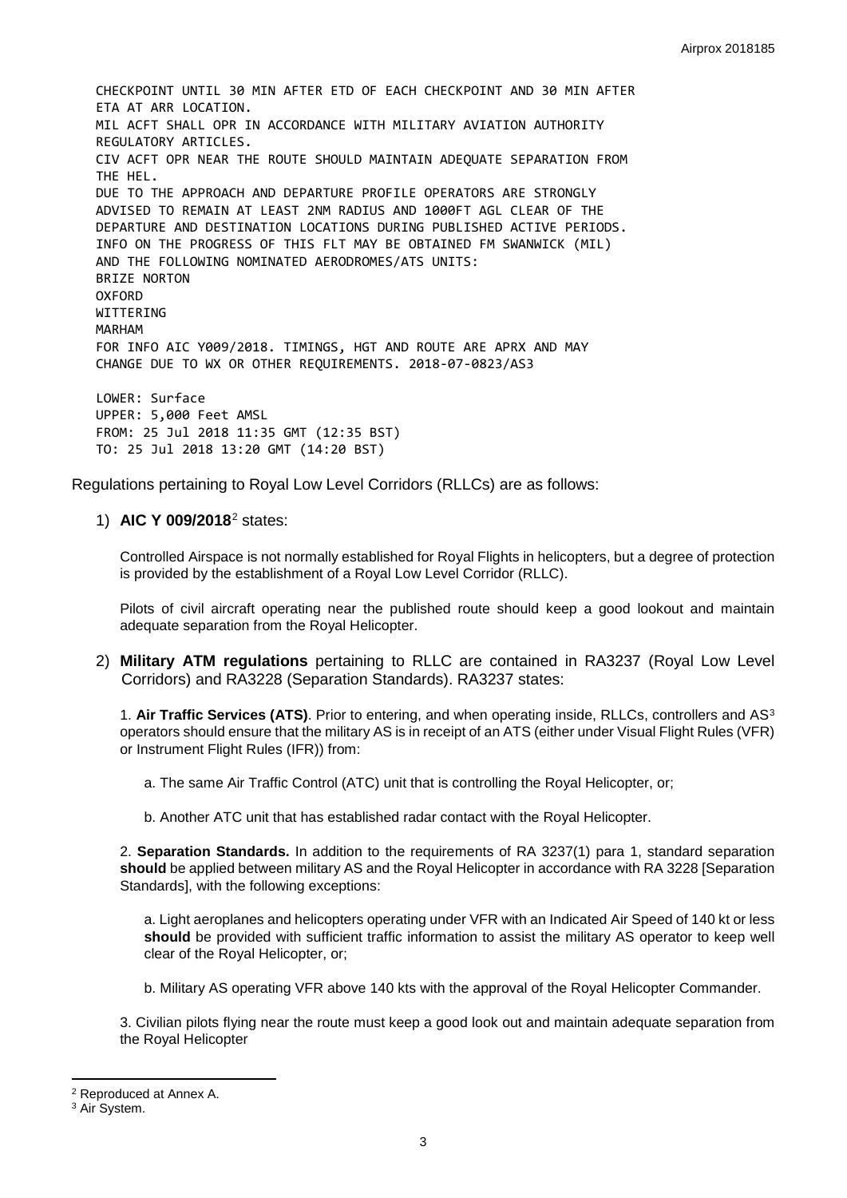```
CHECKPOINT UNTIL 30 MIN AFTER ETD OF EACH CHECKPOINT AND 30 MIN AFTER
ETA AT ARR LOCATION.
MIL ACFT SHALL OPR IN ACCORDANCE WITH MILITARY AVIATION AUTHORITY
REGULATORY ARTICLES.
CIV ACFT OPR NEAR THE ROUTE SHOULD MAINTAIN ADEQUATE SEPARATION FROM
THE HEL.
DUE TO THE APPROACH AND DEPARTURE PROFILE OPERATORS ARE STRONGLY
ADVISED TO REMAIN AT LEAST 2NM RADIUS AND 1000FT AGL CLEAR OF THE
DEPARTURE AND DESTINATION LOCATIONS DURING PUBLISHED ACTIVE PERIODS.
INFO ON THE PROGRESS OF THIS FLT MAY BE OBTAINED FM SWANWICK (MIL)
AND THE FOLLOWING NOMINATED AERODROMES/ATS UNITS:
BRIZE NORTON
OXFORD
WITTERING
MARHAM
FOR INFO AIC Y009/2018. TIMINGS, HGT AND ROUTE ARE APRX AND MAY
CHANGE DUE TO WX OR OTHER REQUIREMENTS. 2018-07-0823/AS3

LOWER: Surface
UPPER: 5,000 Feet AMSL
FROM: 25 Jul 2018 11:35 GMT (12:35 BST)
TO: 25 Jul 2018 13:20 GMT (14:20 BST)
```

Regulations pertaining to Royal Low Level Corridors (RLLCs) are as follows:

1) **AIC Y 009/2018**[2] states:

   Controlled Airspace is not normally established for Royal Flights in helicopters, but a degree of protection is provided by the establishment of a Royal Low Level Corridor (RLLC).

   Pilots of civil aircraft operating near the published route should keep a good lookout and maintain adequate separation from the Royal Helicopter.

2) **Military ATM regulations** pertaining to RLLC are contained in RA3237 (Royal Low Level Corridors) and RA3228 (Separation Standards). RA3237 states:

   1. **Air Traffic Services (ATS)**. Prior to entering, and when operating inside, RLLCs, controllers and AS[3] operators should ensure that the military AS is in receipt of an ATS (either under Visual Flight Rules (VFR) or Instrument Flight Rules (IFR)) from:

      a. The same Air Traffic Control (ATC) unit that is controlling the Royal Helicopter, or;

      b. Another ATC unit that has established radar contact with the Royal Helicopter.

   2. **Separation Standards.** In addition to the requirements of RA 3237(1) para 1, standard separation **should** be applied between military AS and the Royal Helicopter in accordance with RA 3228 [Separation Standards], with the following exceptions:

      a. Light aeroplanes and helicopters operating under VFR with an Indicated Air Speed of 140 kt or less **should** be provided with sufficient traffic information to assist the military AS operator to keep well clear of the Royal Helicopter, or;

      b. Military AS operating VFR above 140 kts with the approval of the Royal Helicopter Commander.

   3. Civilian pilots flying near the route must keep a good look out and maintain adequate separation from the Royal Helicopter

---

[2] Reproduced at Annex A.

[3] Air System.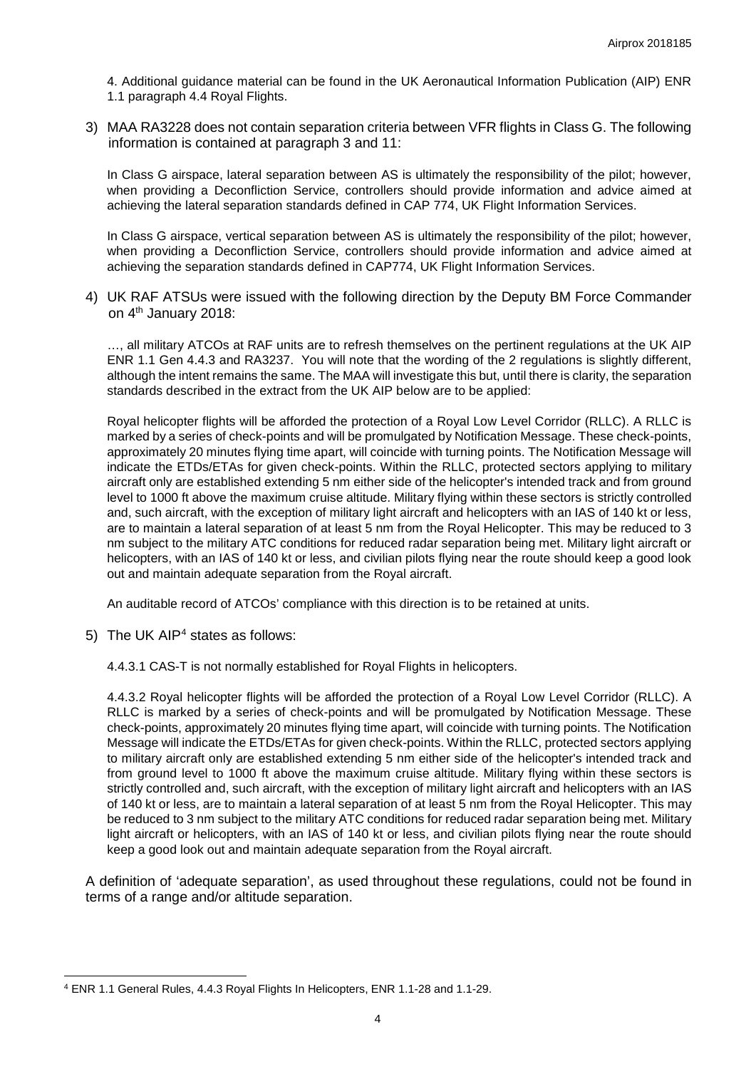4. Additional guidance material can be found in the UK Aeronautical Information Publication (AIP) ENR 1.1 paragraph 4.4 Royal Flights.

3) MAA RA3228 does not contain separation criteria between VFR flights in Class G. The following information is contained at paragraph 3 and 11:

   In Class G airspace, lateral separation between AS is ultimately the responsibility of the pilot; however, when providing a Deconfliction Service, controllers should provide information and advice aimed at achieving the lateral separation standards defined in CAP 774, UK Flight Information Services.

   In Class G airspace, vertical separation between AS is ultimately the responsibility of the pilot; however, when providing a Deconfliction Service, controllers should provide information and advice aimed at achieving the separation standards defined in CAP774, UK Flight Information Services.

4) UK RAF ATSUs were issued with the following direction by the Deputy BM Force Commander on 4th January 2018:

   …, all military ATCOs at RAF units are to refresh themselves on the pertinent regulations at the UK AIP ENR 1.1 Gen 4.4.3 and RA3237. You will note that the wording of the 2 regulations is slightly different, although the intent remains the same. The MAA will investigate this but, until there is clarity, the separation standards described in the extract from the UK AIP below are to be applied:

   Royal helicopter flights will be afforded the protection of a Royal Low Level Corridor (RLLC). A RLLC is marked by a series of check-points and will be promulgated by Notification Message. These check-points, approximately 20 minutes flying time apart, will coincide with turning points. The Notification Message will indicate the ETDs/ETAs for given check-points. Within the RLLC, protected sectors applying to military aircraft only are established extending 5 nm either side of the helicopter's intended track and from ground level to 1000 ft above the maximum cruise altitude. Military flying within these sectors is strictly controlled and, such aircraft, with the exception of military light aircraft and helicopters with an IAS of 140 kt or less, are to maintain a lateral separation of at least 5 nm from the Royal Helicopter. This may be reduced to 3 nm subject to the military ATC conditions for reduced radar separation being met. Military light aircraft or helicopters, with an IAS of 140 kt or less, and civilian pilots flying near the route should keep a good look out and maintain adequate separation from the Royal aircraft.

   An auditable record of ATCOs' compliance with this direction is to be retained at units.

5) The UK AIP[4] states as follows:

   4.4.3.1 CAS-T is not normally established for Royal Flights in helicopters.

   4.4.3.2 Royal helicopter flights will be afforded the protection of a Royal Low Level Corridor (RLLC). A RLLC is marked by a series of check-points and will be promulgated by Notification Message. These check-points, approximately 20 minutes flying time apart, will coincide with turning points. The Notification Message will indicate the ETDs/ETAs for given check-points. Within the RLLC, protected sectors applying to military aircraft only are established extending 5 nm either side of the helicopter's intended track and from ground level to 1000 ft above the maximum cruise altitude. Military flying within these sectors is strictly controlled and, such aircraft, with the exception of military light aircraft and helicopters with an IAS of 140 kt or less, are to maintain a lateral separation of at least 5 nm from the Royal Helicopter. This may be reduced to 3 nm subject to the military ATC conditions for reduced radar separation being met. Military light aircraft or helicopters, with an IAS of 140 kt or less, and civilian pilots flying near the route should keep a good look out and maintain adequate separation from the Royal aircraft.

A definition of 'adequate separation', as used throughout these regulations, could not be found in terms of a range and/or altitude separation.

[4] ENR 1.1 General Rules, 4.4.3 Royal Flights In Helicopters, ENR 1.1-28 and 1.1-29.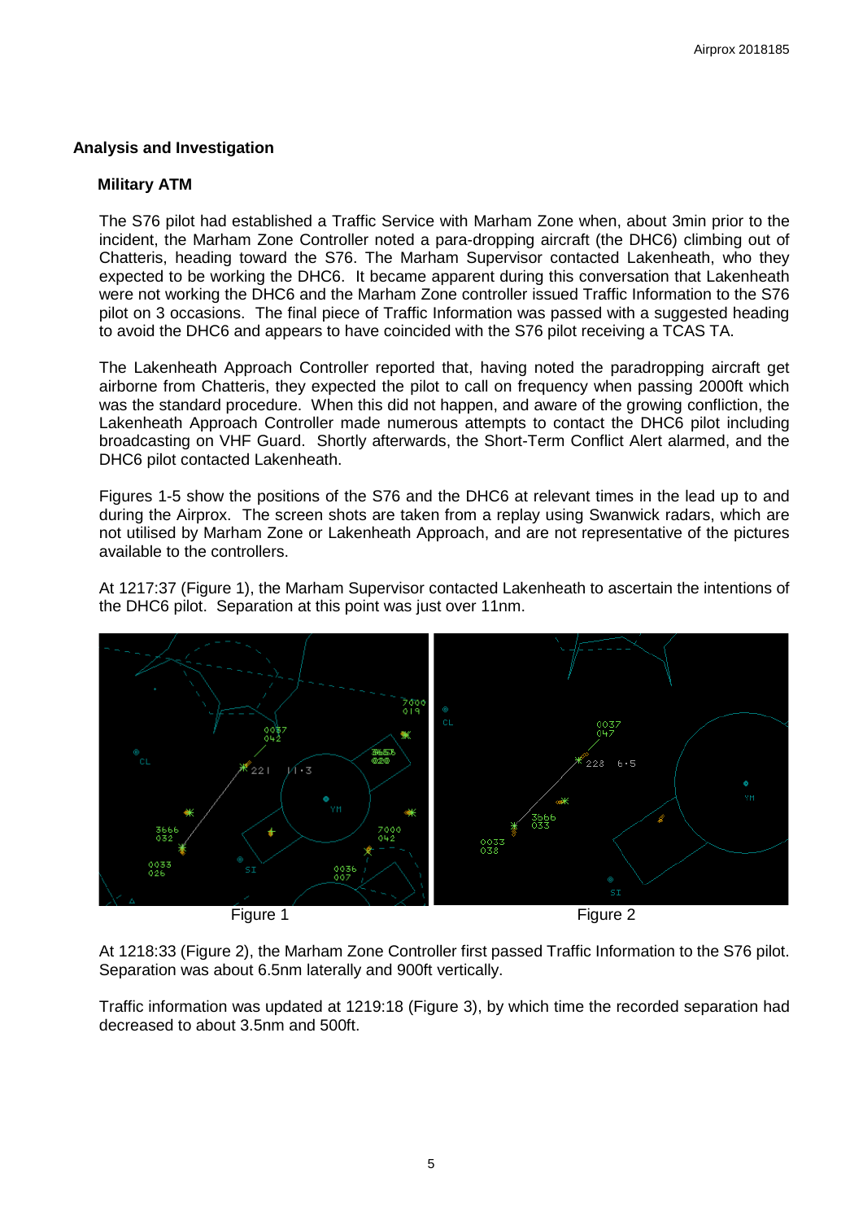## Analysis and Investigation

### Military ATM

The S76 pilot had established a Traffic Service with Marham Zone when, about 3min prior to the incident, the Marham Zone Controller noted a para-dropping aircraft (the DHC6) climbing out of Chatteris, heading toward the S76. The Marham Supervisor contacted Lakenheath, who they expected to be working the DHC6. It became apparent during this conversation that Lakenheath were not working the DHC6 and the Marham Zone controller issued Traffic Information to the S76 pilot on 3 occasions. The final piece of Traffic Information was passed with a suggested heading to avoid the DHC6 and appears to have coincided with the S76 pilot receiving a TCAS TA.

The Lakenheath Approach Controller reported that, having noted the paradropping aircraft get airborne from Chatteris, they expected the pilot to call on frequency when passing 2000ft which was the standard procedure. When this did not happen, and aware of the growing confliction, the Lakenheath Approach Controller made numerous attempts to contact the DHC6 pilot including broadcasting on VHF Guard. Shortly afterwards, the Short-Term Conflict Alert alarmed, and the DHC6 pilot contacted Lakenheath.

Figures 1-5 show the positions of the S76 and the DHC6 at relevant times in the lead up to and during the Airprox. The screen shots are taken from a replay using Swanwick radars, which are not utilised by Marham Zone or Lakenheath Approach, and are not representative of the pictures available to the controllers.

At 1217:37 (Figure 1), the Marham Supervisor contacted Lakenheath to ascertain the intentions of the DHC6 pilot. Separation at this point was just over 11nm.

Figure 1

Figure 2

At 1218:33 (Figure 2), the Marham Zone Controller first passed Traffic Information to the S76 pilot. Separation was about 6.5nm laterally and 900ft vertically.

Traffic information was updated at 1219:18 (Figure 3), by which time the recorded separation had decreased to about 3.5nm and 500ft.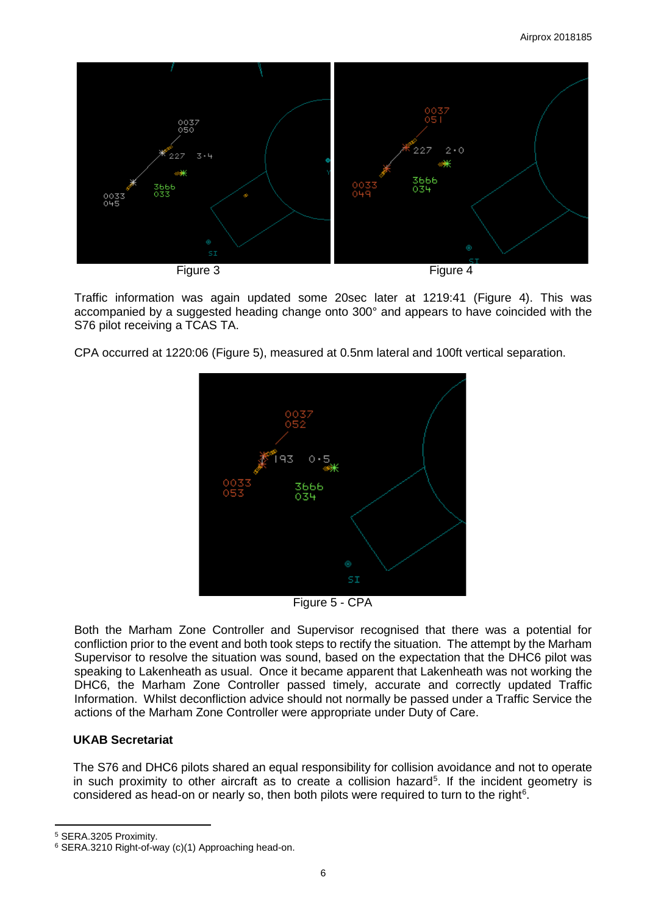Figure 3

Figure 4

Traffic information was again updated some 20sec later at 1219:41 (Figure 4). This was accompanied by a suggested heading change onto 300° and appears to have coincided with the S76 pilot receiving a TCAS TA.

CPA occurred at 1220:06 (Figure 5), measured at 0.5nm lateral and 100ft vertical separation.

Figure 5 - CPA

Both the Marham Zone Controller and Supervisor recognised that there was a potential for confliction prior to the event and both took steps to rectify the situation. The attempt by the Marham Supervisor to resolve the situation was sound, based on the expectation that the DHC6 pilot was speaking to Lakenheath as usual. Once it became apparent that Lakenheath was not working the DHC6, the Marham Zone Controller passed timely, accurate and correctly updated Traffic Information. Whilst deconfliction advice should not normally be passed under a Traffic Service the actions of the Marham Zone Controller were appropriate under Duty of Care.

### UKAB Secretariat

The S76 and DHC6 pilots shared an equal responsibility for collision avoidance and not to operate in such proximity to other aircraft as to create a collision hazard[5]. If the incident geometry is considered as head-on or nearly so, then both pilots were required to turn to the right[6].

[5] SERA.3205 Proximity.

[6] SERA.3210 Right-of-way (c)(1) Approaching head-on.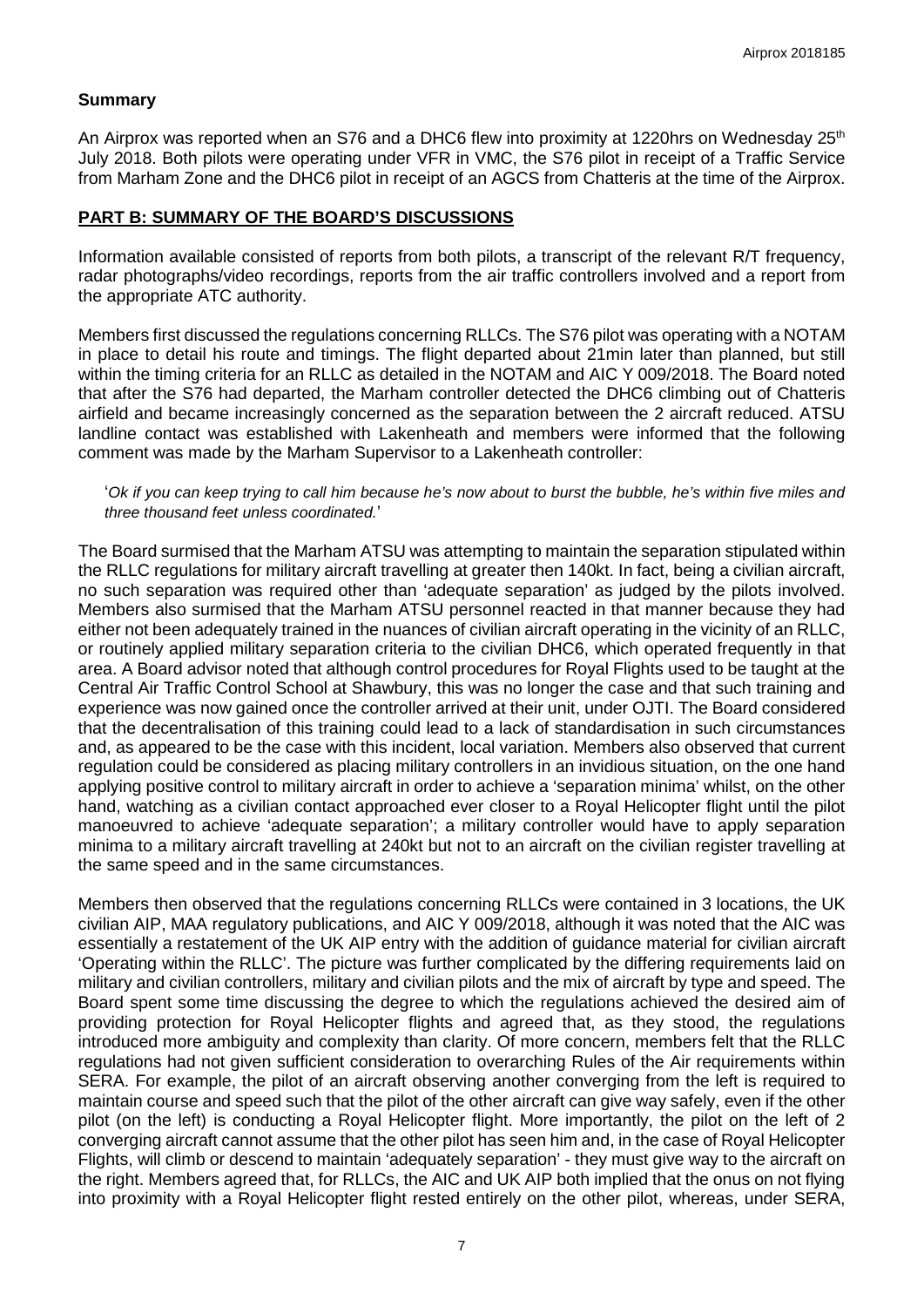## Summary

An Airprox was reported when an S76 and a DHC6 flew into proximity at 1220hrs on Wednesday 25th July 2018. Both pilots were operating under VFR in VMC, the S76 pilot in receipt of a Traffic Service from Marham Zone and the DHC6 pilot in receipt of an AGCS from Chatteris at the time of the Airprox.

## PART B: SUMMARY OF THE BOARD'S DISCUSSIONS

Information available consisted of reports from both pilots, a transcript of the relevant R/T frequency, radar photographs/video recordings, reports from the air traffic controllers involved and a report from the appropriate ATC authority.

Members first discussed the regulations concerning RLLCs. The S76 pilot was operating with a NOTAM in place to detail his route and timings. The flight departed about 21min later than planned, but still within the timing criteria for an RLLC as detailed in the NOTAM and AIC Y 009/2018. The Board noted that after the S76 had departed, the Marham controller detected the DHC6 climbing out of Chatteris airfield and became increasingly concerned as the separation between the 2 aircraft reduced. ATSU landline contact was established with Lakenheath and members were informed that the following comment was made by the Marham Supervisor to a Lakenheath controller:

'*Ok if you can keep trying to call him because he's now about to burst the bubble, he's within five miles and three thousand feet unless coordinated.*'

The Board surmised that the Marham ATSU was attempting to maintain the separation stipulated within the RLLC regulations for military aircraft travelling at greater then 140kt. In fact, being a civilian aircraft, no such separation was required other than 'adequate separation' as judged by the pilots involved. Members also surmised that the Marham ATSU personnel reacted in that manner because they had either not been adequately trained in the nuances of civilian aircraft operating in the vicinity of an RLLC, or routinely applied military separation criteria to the civilian DHC6, which operated frequently in that area. A Board advisor noted that although control procedures for Royal Flights used to be taught at the Central Air Traffic Control School at Shawbury, this was no longer the case and that such training and experience was now gained once the controller arrived at their unit, under OJTI. The Board considered that the decentralisation of this training could lead to a lack of standardisation in such circumstances and, as appeared to be the case with this incident, local variation. Members also observed that current regulation could be considered as placing military controllers in an invidious situation, on the one hand applying positive control to military aircraft in order to achieve a 'separation minima' whilst, on the other hand, watching as a civilian contact approached ever closer to a Royal Helicopter flight until the pilot manoeuvred to achieve 'adequate separation'; a military controller would have to apply separation minima to a military aircraft travelling at 240kt but not to an aircraft on the civilian register travelling at the same speed and in the same circumstances.

Members then observed that the regulations concerning RLLCs were contained in 3 locations, the UK civilian AIP, MAA regulatory publications, and AIC Y 009/2018, although it was noted that the AIC was essentially a restatement of the UK AIP entry with the addition of guidance material for civilian aircraft 'Operating within the RLLC'. The picture was further complicated by the differing requirements laid on military and civilian controllers, military and civilian pilots and the mix of aircraft by type and speed. The Board spent some time discussing the degree to which the regulations achieved the desired aim of providing protection for Royal Helicopter flights and agreed that, as they stood, the regulations introduced more ambiguity and complexity than clarity. Of more concern, members felt that the RLLC regulations had not given sufficient consideration to overarching Rules of the Air requirements within SERA. For example, the pilot of an aircraft observing another converging from the left is required to maintain course and speed such that the pilot of the other aircraft can give way safely, even if the other pilot (on the left) is conducting a Royal Helicopter flight. More importantly, the pilot on the left of 2 converging aircraft cannot assume that the other pilot has seen him and, in the case of Royal Helicopter Flights, will climb or descend to maintain 'adequately separation' - they must give way to the aircraft on the right. Members agreed that, for RLLCs, the AIC and UK AIP both implied that the onus on not flying into proximity with a Royal Helicopter flight rested entirely on the other pilot, whereas, under SERA,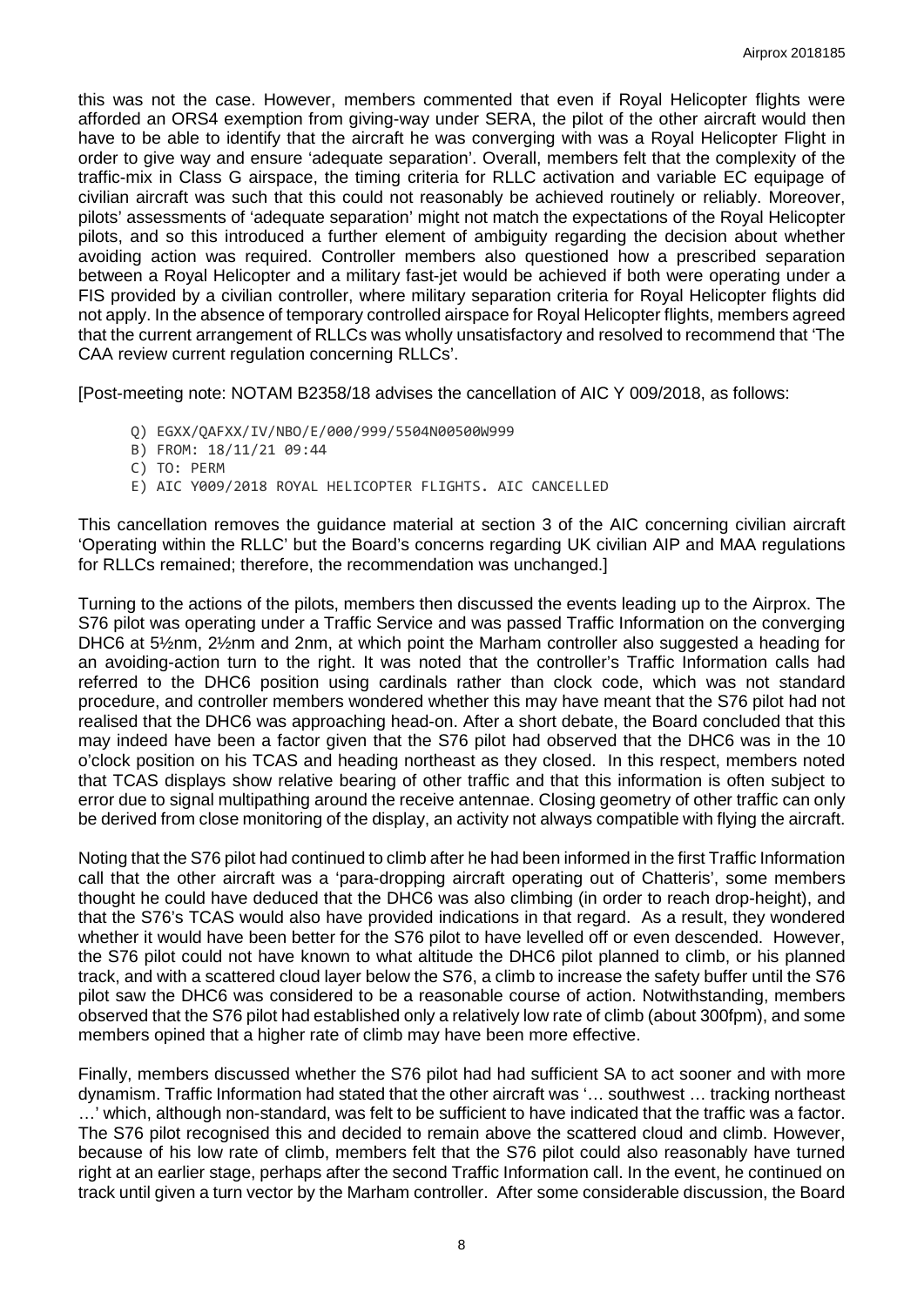this was not the case. However, members commented that even if Royal Helicopter flights were afforded an ORS4 exemption from giving-way under SERA, the pilot of the other aircraft would then have to be able to identify that the aircraft he was converging with was a Royal Helicopter Flight in order to give way and ensure 'adequate separation'. Overall, members felt that the complexity of the traffic-mix in Class G airspace, the timing criteria for RLLC activation and variable EC equipage of civilian aircraft was such that this could not reasonably be achieved routinely or reliably. Moreover, pilots' assessments of 'adequate separation' might not match the expectations of the Royal Helicopter pilots, and so this introduced a further element of ambiguity regarding the decision about whether avoiding action was required. Controller members also questioned how a prescribed separation between a Royal Helicopter and a military fast-jet would be achieved if both were operating under a FIS provided by a civilian controller, where military separation criteria for Royal Helicopter flights did not apply. In the absence of temporary controlled airspace for Royal Helicopter flights, members agreed that the current arrangement of RLLCs was wholly unsatisfactory and resolved to recommend that 'The CAA review current regulation concerning RLLCs'.

[Post-meeting note: NOTAM B2358/18 advises the cancellation of AIC Y 009/2018, as follows:

```
Q) EGXX/QAFXX/IV/NBO/E/000/999/5504N00500W999
B) FROM: 18/11/21 09:44
C) TO: PERM
E) AIC Y009/2018 ROYAL HELICOPTER FLIGHTS. AIC CANCELLED
```

This cancellation removes the guidance material at section 3 of the AIC concerning civilian aircraft 'Operating within the RLLC' but the Board's concerns regarding UK civilian AIP and MAA regulations for RLLCs remained; therefore, the recommendation was unchanged.]

Turning to the actions of the pilots, members then discussed the events leading up to the Airprox. The S76 pilot was operating under a Traffic Service and was passed Traffic Information on the converging DHC6 at 5½nm, 2½nm and 2nm, at which point the Marham controller also suggested a heading for an avoiding-action turn to the right. It was noted that the controller's Traffic Information calls had referred to the DHC6 position using cardinals rather than clock code, which was not standard procedure, and controller members wondered whether this may have meant that the S76 pilot had not realised that the DHC6 was approaching head-on. After a short debate, the Board concluded that this may indeed have been a factor given that the S76 pilot had observed that the DHC6 was in the 10 o'clock position on his TCAS and heading northeast as they closed. In this respect, members noted that TCAS displays show relative bearing of other traffic and that this information is often subject to error due to signal multipathing around the receive antennae. Closing geometry of other traffic can only be derived from close monitoring of the display, an activity not always compatible with flying the aircraft.

Noting that the S76 pilot had continued to climb after he had been informed in the first Traffic Information call that the other aircraft was a 'para-dropping aircraft operating out of Chatteris', some members thought he could have deduced that the DHC6 was also climbing (in order to reach drop-height), and that the S76's TCAS would also have provided indications in that regard. As a result, they wondered whether it would have been better for the S76 pilot to have levelled off or even descended. However, the S76 pilot could not have known to what altitude the DHC6 pilot planned to climb, or his planned track, and with a scattered cloud layer below the S76, a climb to increase the safety buffer until the S76 pilot saw the DHC6 was considered to be a reasonable course of action. Notwithstanding, members observed that the S76 pilot had established only a relatively low rate of climb (about 300fpm), and some members opined that a higher rate of climb may have been more effective.

Finally, members discussed whether the S76 pilot had had sufficient SA to act sooner and with more dynamism. Traffic Information had stated that the other aircraft was '… southwest … tracking northeast …' which, although non-standard, was felt to be sufficient to have indicated that the traffic was a factor. The S76 pilot recognised this and decided to remain above the scattered cloud and climb. However, because of his low rate of climb, members felt that the S76 pilot could also reasonably have turned right at an earlier stage, perhaps after the second Traffic Information call. In the event, he continued on track until given a turn vector by the Marham controller. After some considerable discussion, the Board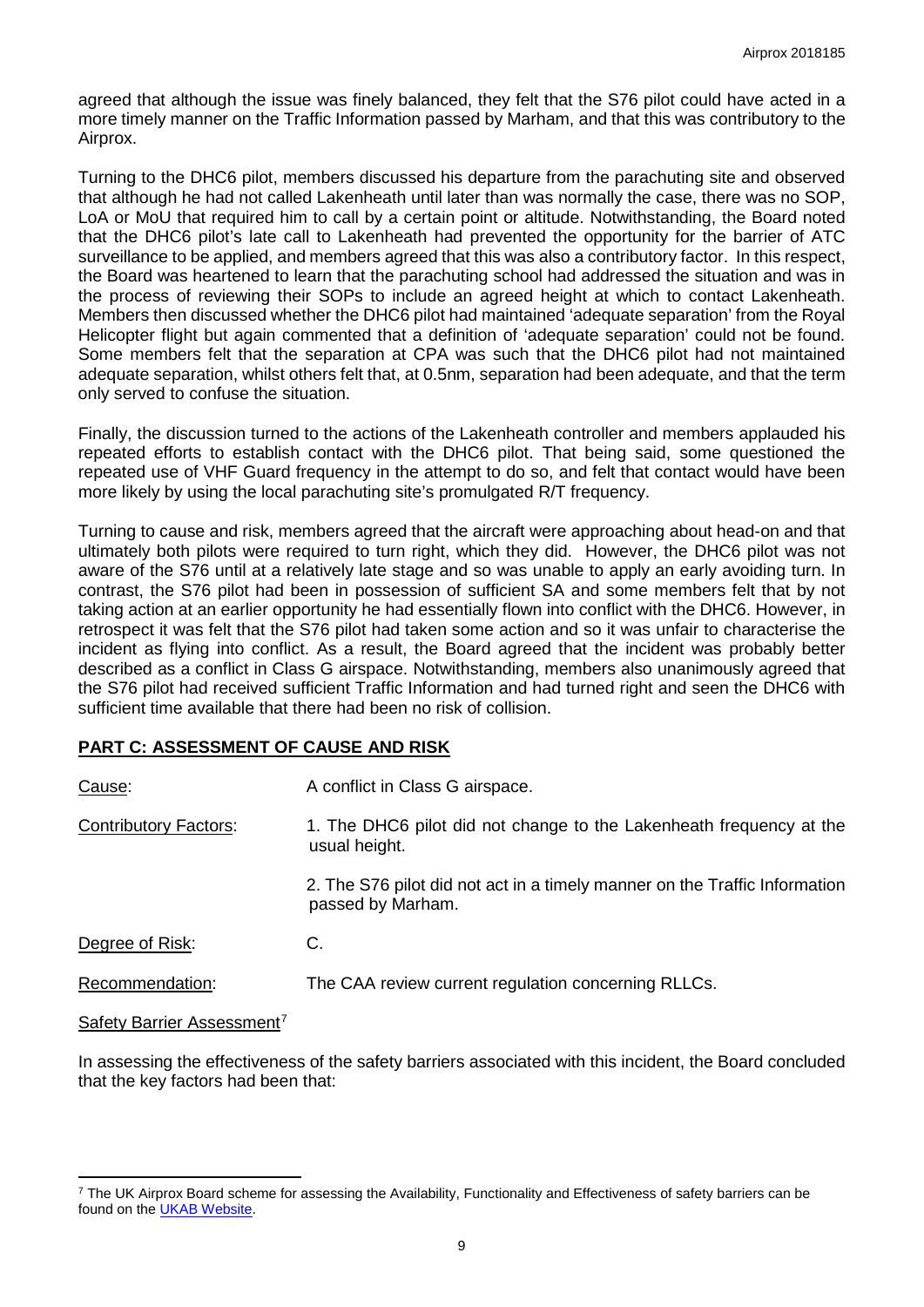agreed that although the issue was finely balanced, they felt that the S76 pilot could have acted in a more timely manner on the Traffic Information passed by Marham, and that this was contributory to the Airprox.

Turning to the DHC6 pilot, members discussed his departure from the parachuting site and observed that although he had not called Lakenheath until later than was normally the case, there was no SOP, LoA or MoU that required him to call by a certain point or altitude. Notwithstanding, the Board noted that the DHC6 pilot's late call to Lakenheath had prevented the opportunity for the barrier of ATC surveillance to be applied, and members agreed that this was also a contributory factor. In this respect, the Board was heartened to learn that the parachuting school had addressed the situation and was in the process of reviewing their SOPs to include an agreed height at which to contact Lakenheath. Members then discussed whether the DHC6 pilot had maintained 'adequate separation' from the Royal Helicopter flight but again commented that a definition of 'adequate separation' could not be found. Some members felt that the separation at CPA was such that the DHC6 pilot had not maintained adequate separation, whilst others felt that, at 0.5nm, separation had been adequate, and that the term only served to confuse the situation.

Finally, the discussion turned to the actions of the Lakenheath controller and members applauded his repeated efforts to establish contact with the DHC6 pilot. That being said, some questioned the repeated use of VHF Guard frequency in the attempt to do so, and felt that contact would have been more likely by using the local parachuting site's promulgated R/T frequency.

Turning to cause and risk, members agreed that the aircraft were approaching about head-on and that ultimately both pilots were required to turn right, which they did. However, the DHC6 pilot was not aware of the S76 until at a relatively late stage and so was unable to apply an early avoiding turn. In contrast, the S76 pilot had been in possession of sufficient SA and some members felt that by not taking action at an earlier opportunity he had essentially flown into conflict with the DHC6. However, in retrospect it was felt that the S76 pilot had taken some action and so it was unfair to characterise the incident as flying into conflict. As a result, the Board agreed that the incident was probably better described as a conflict in Class G airspace. Notwithstanding, members also unanimously agreed that the S76 pilot had received sufficient Traffic Information and had turned right and seen the DHC6 with sufficient time available that there had been no risk of collision.

## PART C: ASSESSMENT OF CAUSE AND RISK

Cause: A conflict in Class G airspace.

Contributory Factors:

1. The DHC6 pilot did not change to the Lakenheath frequency at the usual height.
2. The S76 pilot did not act in a timely manner on the Traffic Information passed by Marham.

Degree of Risk: C.

Recommendation: The CAA review current regulation concerning RLLCs.

Safety Barrier Assessment[7]

In assessing the effectiveness of the safety barriers associated with this incident, the Board concluded that the key factors had been that:

[7] The UK Airprox Board scheme for assessing the Availability, Functionality and Effectiveness of safety barriers can be found on the UKAB Website.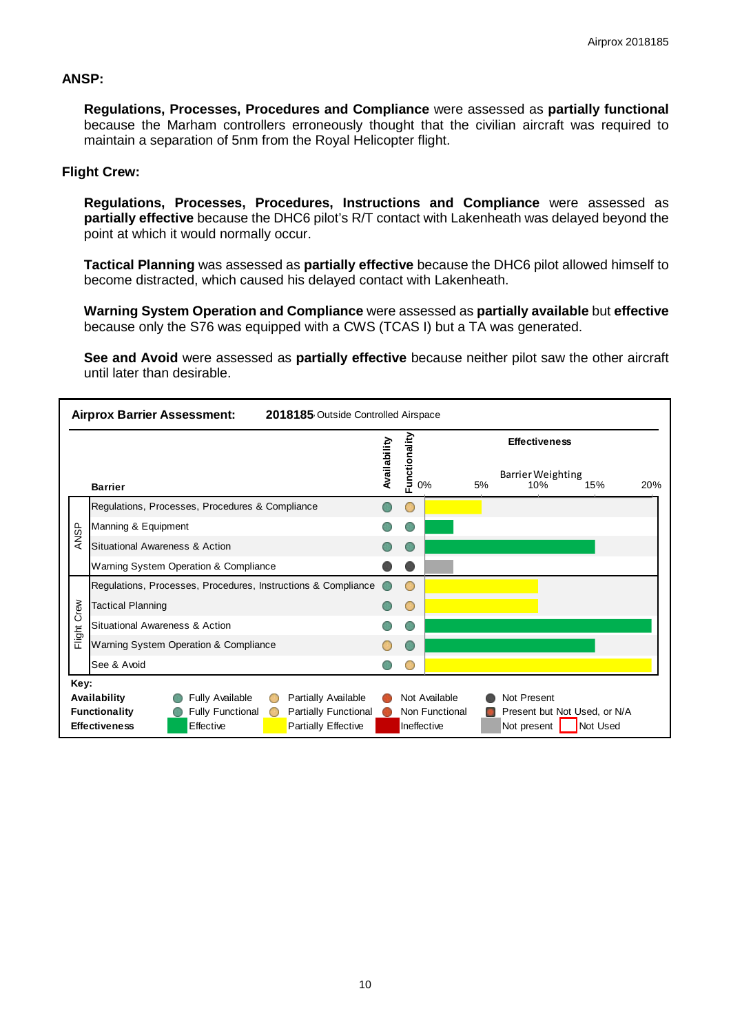**ANSP:**

> **Regulations, Processes, Procedures and Compliance** were assessed as **partially functional** because the Marham controllers erroneously thought that the civilian aircraft was required to maintain a separation of 5nm from the Royal Helicopter flight.

**Flight Crew:**

> **Regulations, Processes, Procedures, Instructions and Compliance** were assessed as **partially effective** because the DHC6 pilot's R/T contact with Lakenheath was delayed beyond the point at which it would normally occur.
>
> **Tactical Planning** was assessed as **partially effective** because the DHC6 pilot allowed himself to become distracted, which caused his delayed contact with Lakenheath.
>
> **Warning System Operation and Compliance** were assessed as **partially available** but **effective** because only the S76 was equipped with a CWS (TCAS I) but a TA was generated.
>
> **See and Avoid** were assessed as **partially effective** because neither pilot saw the other aircraft until later than desirable.

**Airprox Barrier Assessment:** **2018185** Outside Controlled Airspace

| | Barrier | Availability | Functionality | Effectiveness | Barrier Weighting (0%–20%) |
|---|---|---|---|---|---|
| ANSP | Regulations, Processes, Procedures & Compliance | Fully Available | Partially Functional | Partially Effective | ~5% |
| ANSP | Manning & Equipment | Fully Available | Fully Functional | Effective | ~2.5% |
| ANSP | Situational Awareness & Action | Fully Available | Fully Functional | Effective | ~15% |
| ANSP | Warning System Operation & Compliance | Not Present | Not Present | Not present | ~2.5% |
| Flight Crew | Regulations, Processes, Procedures, Instructions & Compliance | Fully Available | Partially Functional | Partially Effective | ~10% |
| Flight Crew | Tactical Planning | Fully Available | Partially Functional | Partially Effective | ~10% |
| Flight Crew | Situational Awareness & Action | Fully Available | Fully Functional | Effective | ~20% |
| Flight Crew | Warning System Operation & Compliance | Partially Available | Fully Functional | Effective | ~15% |
| Flight Crew | See & Avoid | Fully Available | Partially Functional | Partially Effective | ~20% |

**Key:**

| | | | | |
|---|---|---|---|---|
| **Availability** | Fully Available | Partially Available | Not Available | Not Present |
| **Functionality** | Fully Functional | Partially Functional | Non Functional | Present but Not Used, or N/A |
| **Effectiveness** | Effective | Partially Effective | Ineffective | Not present / Not Used |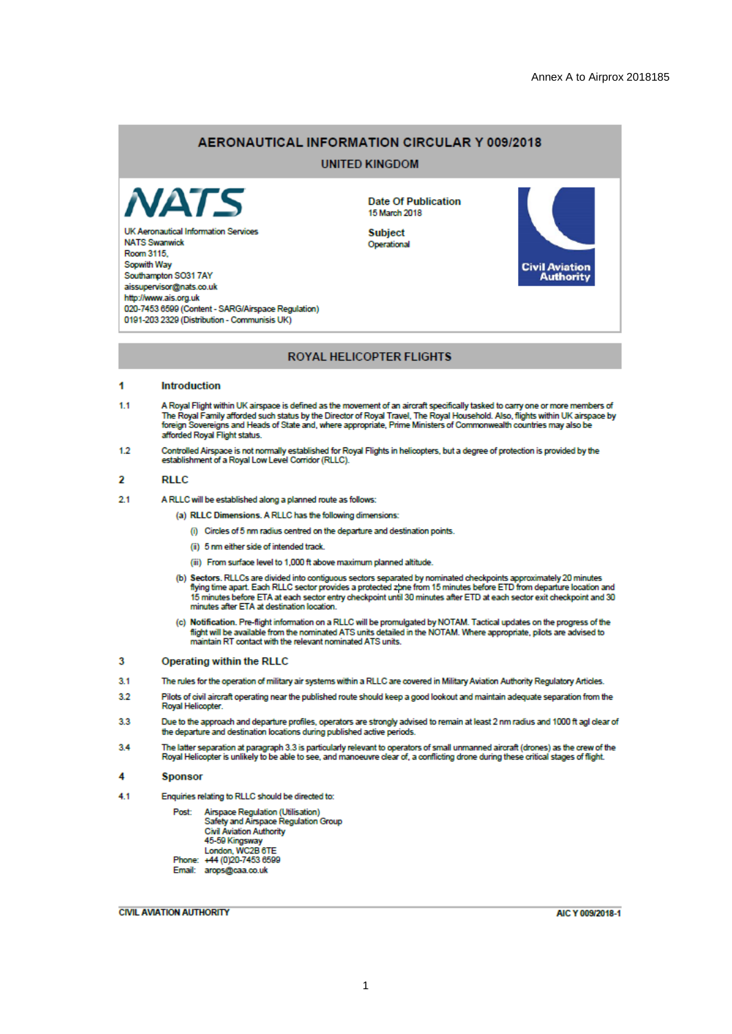Annex A to Airprox 2018185

# AERONAUTICAL INFORMATION CIRCULAR Y 009/2018

UNITED KINGDOM

NATS

UK Aeronautical Information Services
NATS Swanwick
Room 3115,
Sopwith Way
Southampton SO31 7AY
aissupervisor@nats.co.uk
http://www.ais.org.uk
020-7453 6599 (Content - SARG/Airspace Regulation)
0191-203 2329 (Distribution - Communisis UK)

**Date Of Publication**
15 March 2018

**Subject**
Operational

Civil Aviation Authority

## ROYAL HELICOPTER FLIGHTS

### 1 Introduction

1.1 A Royal Flight within UK airspace is defined as the movement of an aircraft specifically tasked to carry one or more members of The Royal Family afforded such status by the Director of Royal Travel, The Royal Household. Also, flights within UK airspace by foreign Sovereigns and Heads of State and, where appropriate, Prime Ministers of Commonwealth countries may also be afforded Royal Flight status.

1.2 Controlled Airspace is not normally established for Royal Flights in helicopters, but a degree of protection is provided by the establishment of a Royal Low Level Corridor (RLLC).

### 2 RLLC

2.1 A RLLC will be established along a planned route as follows:

(a) **RLLC Dimensions.** A RLLC has the following dimensions:

(i) Circles of 5 nm radius centred on the departure and destination points.

(ii) 5 nm either side of intended track.

(iii) From surface level to 1,000 ft above maximum planned altitude.

(b) **Sectors.** RLLCs are divided into contiguous sectors separated by nominated checkpoints approximately 20 minutes flying time apart. Each RLLC sector provides a protected zone from 15 minutes before ETD from departure location and 15 minutes before ETA at each sector entry checkpoint until 30 minutes after ETD at each sector exit checkpoint and 30 minutes after ETA at destination location.

(c) **Notification.** Pre-flight information on a RLLC will be promulgated by NOTAM. Tactical updates on the progress of the flight will be available from the nominated ATS units detailed in the NOTAM. Where appropriate, pilots are advised to maintain RT contact with the relevant nominated ATS units.

### 3 Operating within the RLLC

3.1 The rules for the operation of military air systems within a RLLC are covered in Military Aviation Authority Regulatory Articles.

3.2 Pilots of civil aircraft operating near the published route should keep a good lookout and maintain adequate separation from the Royal Helicopter.

3.3 Due to the approach and departure profiles, operators are strongly advised to remain at least 2 nm radius and 1000 ft agl clear of the departure and destination locations during published active periods.

3.4 The latter separation at paragraph 3.3 is particularly relevant to operators of small unmanned aircraft (drones) as the crew of the Royal Helicopter is unlikely to be able to see, and manoeuvre clear of, a conflicting drone during these critical stages of flight.

### 4 Sponsor

4.1 Enquiries relating to RLLC should be directed to:

Post: Airspace Regulation (Utilisation)
Safety and Airspace Regulation Group
Civil Aviation Authority
45-59 Kingsway
London, WC2B 6TE
Phone: +44 (0)20-7453 6599
Email: arops@caa.co.uk

CIVIL AVIATION AUTHORITY — AIC Y 009/2018-1